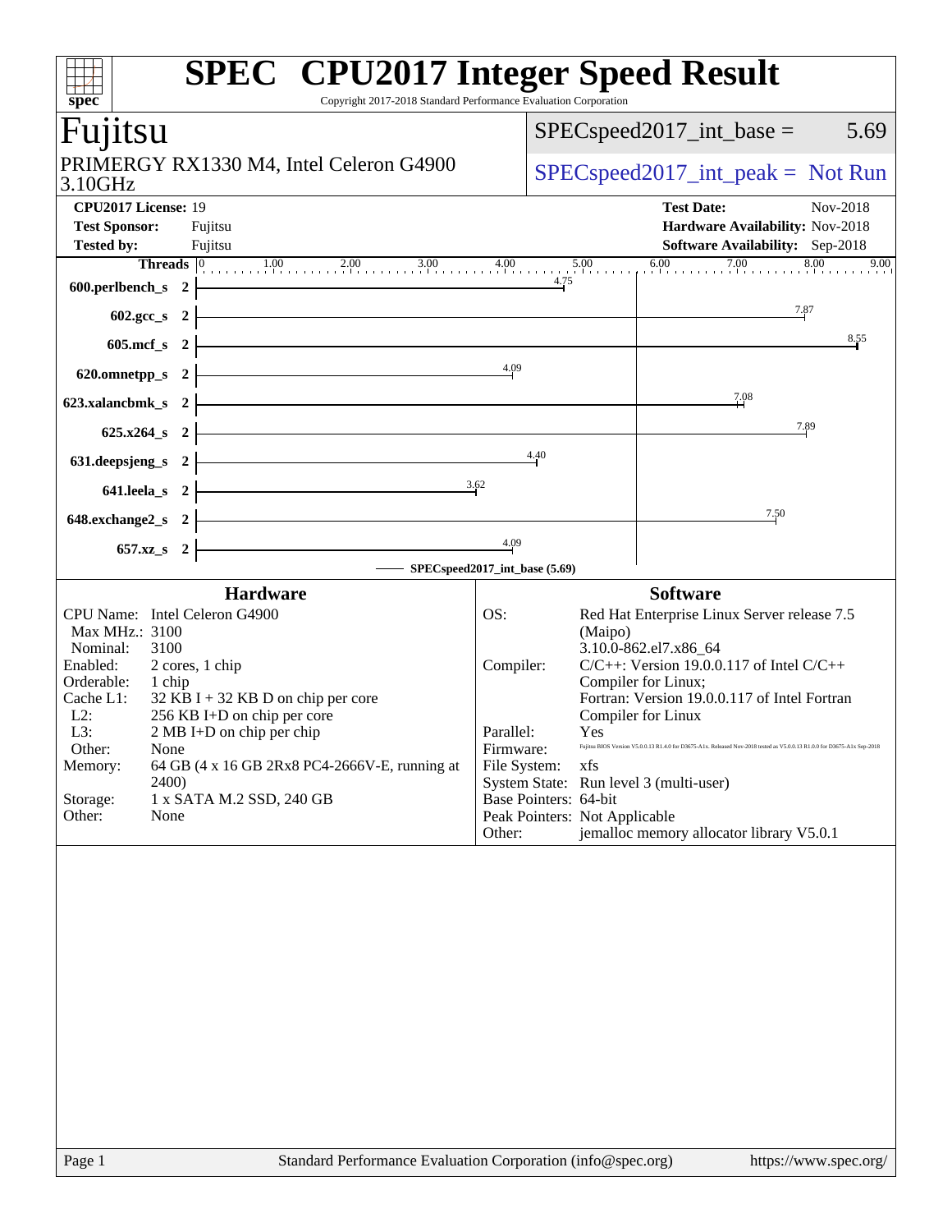# SPEC CPU2017 Integer Speed Result

Copyright 2017-2018 Standard Performance Evaluation Corporation

## Fujitsu

PRIMERGY RX1330 M4, Intel Celeron G4900 3.10GHz

SPECspeed2017_int_base = 5.69

SPECspeed2017_int_peak = Not Run

**CPU2017 License:** 19
**Test Sponsor:** Fujitsu
**Tested by:** Fujitsu

**Test Date:** Nov-2018
**Hardware Availability:** Nov-2018
**Software Availability:** Sep-2018

| Benchmark | Threads | Base |
|---|---|---|
| 600.perlbench_s | 2 | 4.75 |
| 602.gcc_s | 2 | 7.87 |
| 605.mcf_s | 2 | 8.55 |
| 620.omnetpp_s | 2 | 4.09 |
| 623.xalancbmk_s | 2 | 7.08 |
| 625.x264_s | 2 | 7.89 |
| 631.deepsjeng_s | 2 | 4.40 |
| 641.leela_s | 2 | 3.62 |
| 648.exchange2_s | 2 | 7.50 |
| 657.xz_s | 2 | 4.09 |

SPECspeed2017_int_base (5.69)

### Hardware

| | |
|---|---|
| CPU Name: | Intel Celeron G4900 |
| Max MHz.: | 3100 |
| Nominal: | 3100 |
| Enabled: | 2 cores, 1 chip |
| Orderable: | 1 chip |
| Cache L1: | 32 KB I + 32 KB D on chip per core |
| L2: | 256 KB I+D on chip per core |
| L3: | 2 MB I+D on chip per chip |
| Other: | None |
| Memory: | 64 GB (4 x 16 GB 2Rx8 PC4-2666V-E, running at 2400) |
| Storage: | 1 x SATA M.2 SSD, 240 GB |
| Other: | None |

### Software

| | |
|---|---|
| OS: | Red Hat Enterprise Linux Server release 7.5 (Maipo) 3.10.0-862.el7.x86_64 |
| Compiler: | C/C++: Version 19.0.0.117 of Intel C/C++ Compiler for Linux; Fortran: Version 19.0.0.117 of Intel Fortran Compiler for Linux |
| Parallel: | Yes |
| Firmware: | Fujitsu BIOS Version V5.0.0.13 R1.4.0 for D3675-A1x. Released Nov-2018 tested as V5.0.0.13 R1.0.0 for D3675-A1x Sep-2018 |
| File System: | xfs |
| System State: | Run level 3 (multi-user) |
| Base Pointers: | 64-bit |
| Peak Pointers: | Not Applicable |
| Other: | jemalloc memory allocator library V5.0.1 |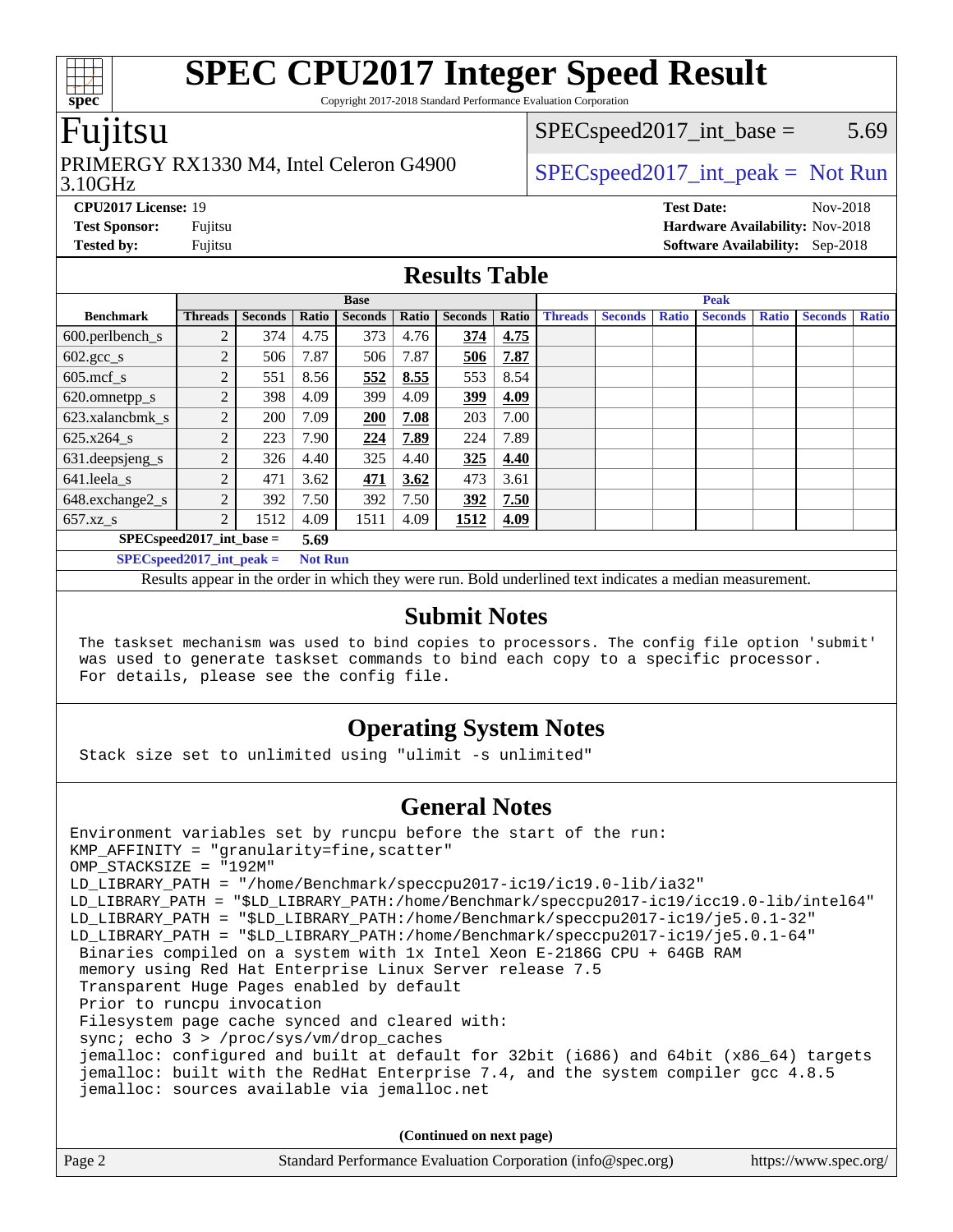# SPEC CPU2017 Integer Speed Result

Copyright 2017-2018 Standard Performance Evaluation Corporation

## Fujitsu

PRIMERGY RX1330 M4, Intel Celeron G4900 3.10GHz

SPECspeed2017_int_base = 5.69

SPECspeed2017_int_peak = Not Run

**CPU2017 License:** 19
**Test Sponsor:** Fujitsu
**Tested by:** Fujitsu

**Test Date:** Nov-2018
**Hardware Availability:** Nov-2018
**Software Availability:** Sep-2018

## Results Table

| Benchmark | Base | | | | | | | Peak | | | | | | |
|---|---|---|---|---|---|---|---|---|---|---|---|---|---|---|
| | Threads | Seconds | Ratio | Seconds | Ratio | Seconds | Ratio | Threads | Seconds | Ratio | Seconds | Ratio | Seconds | Ratio |
| 600.perlbench_s | 2 | 374 | 4.75 | 373 | 4.76 | **374** | **4.75** | | | | | | | |
| 602.gcc_s | 2 | 506 | 7.87 | 506 | 7.87 | **506** | **7.87** | | | | | | | |
| 605.mcf_s | 2 | 551 | 8.56 | **552** | **8.55** | 553 | 8.54 | | | | | | | |
| 620.omnetpp_s | 2 | 398 | 4.09 | 399 | 4.09 | **399** | **4.09** | | | | | | | |
| 623.xalancbmk_s | 2 | 200 | 7.09 | **200** | **7.08** | 203 | 7.00 | | | | | | | |
| 625.x264_s | 2 | 223 | 7.90 | **224** | **7.89** | 224 | 7.89 | | | | | | | |
| 631.deepsjeng_s | 2 | 326 | 4.40 | 325 | 4.40 | **325** | **4.40** | | | | | | | |
| 641.leela_s | 2 | 471 | 3.62 | **471** | **3.62** | 473 | 3.61 | | | | | | | |
| 648.exchange2_s | 2 | 392 | 7.50 | 392 | 7.50 | **392** | **7.50** | | | | | | | |
| 657.xz_s | 2 | 1512 | 4.09 | 1511 | 4.09 | **1512** | **4.09** | | | | | | | |

**SPECspeed2017_int_base = 5.69**

**SPECspeed2017_int_peak = Not Run**

Results appear in the order in which they were run. Bold underlined text indicates a median measurement.

## Submit Notes

```
The taskset mechanism was used to bind copies to processors. The config file option 'submit'
was used to generate taskset commands to bind each copy to a specific processor.
For details, please see the config file.
```

## Operating System Notes

```
Stack size set to unlimited using "ulimit -s unlimited"
```

## General Notes

```
Environment variables set by runcpu before the start of the run:
KMP_AFFINITY = "granularity=fine,scatter"
OMP_STACKSIZE = "192M"
LD_LIBRARY_PATH = "/home/Benchmark/speccpu2017-ic19/ic19.0-lib/ia32"
LD_LIBRARY_PATH = "$LD_LIBRARY_PATH:/home/Benchmark/speccpu2017-ic19/icc19.0-lib/intel64"
LD_LIBRARY_PATH = "$LD_LIBRARY_PATH:/home/Benchmark/speccpu2017-ic19/je5.0.1-32"
LD_LIBRARY_PATH = "$LD_LIBRARY_PATH:/home/Benchmark/speccpu2017-ic19/je5.0.1-64"
 Binaries compiled on a system with 1x Intel Xeon E-2186G CPU + 64GB RAM
 memory using Red Hat Enterprise Linux Server release 7.5
 Transparent Huge Pages enabled by default
 Prior to runcpu invocation
 Filesystem page cache synced and cleared with:
 sync; echo 3 > /proc/sys/vm/drop_caches
 jemalloc: configured and built at default for 32bit (i686) and 64bit (x86_64) targets
 jemalloc: built with the RedHat Enterprise 7.4, and the system compiler gcc 4.8.5
 jemalloc: sources available via jemalloc.net
```

(Continued on next page)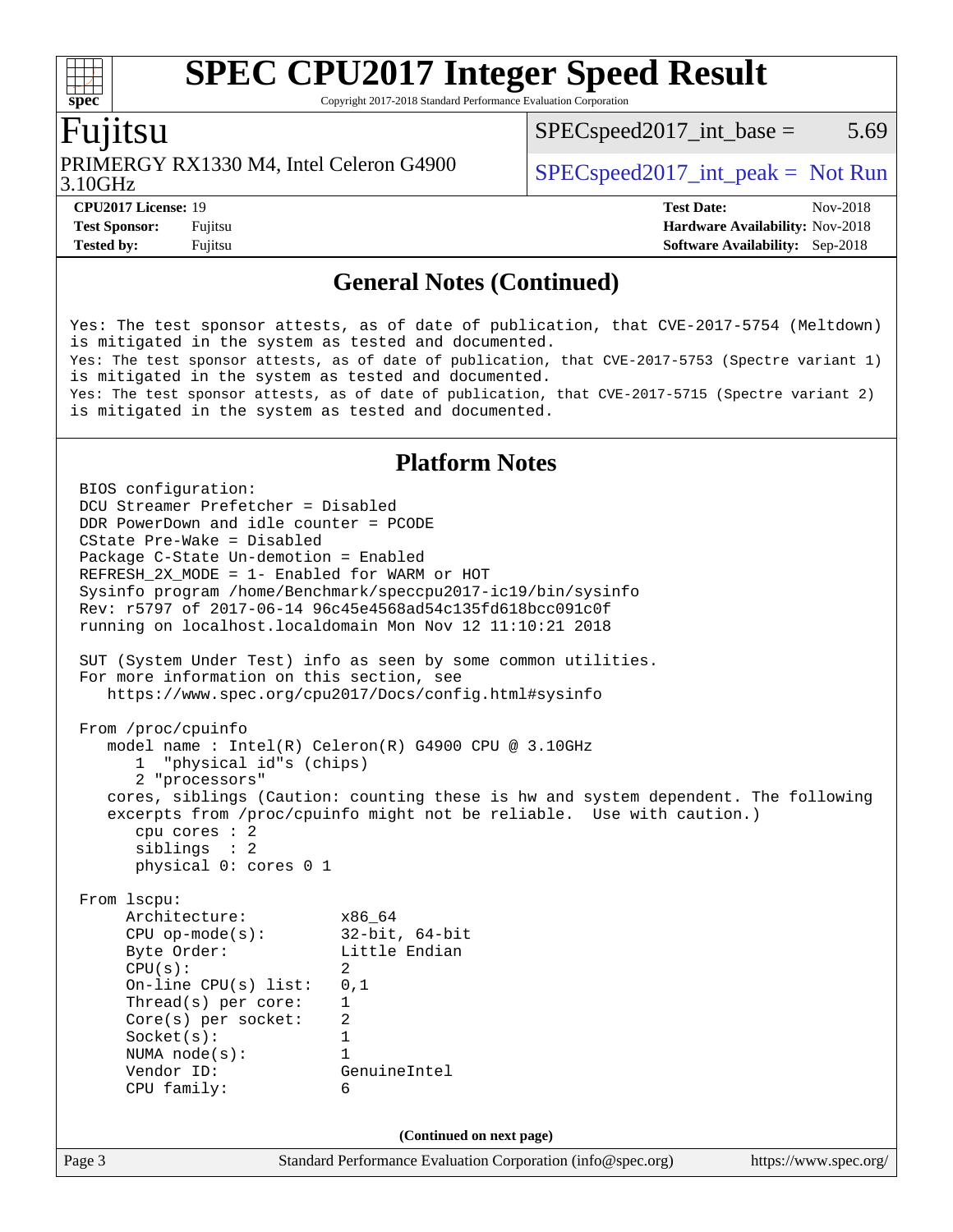## General Notes (Continued)

```
Yes: The test sponsor attests, as of date of publication, that CVE-2017-5754 (Meltdown)
is mitigated in the system as tested and documented.
Yes: The test sponsor attests, as of date of publication, that CVE-2017-5753 (Spectre variant 1)
is mitigated in the system as tested and documented.
Yes: The test sponsor attests, as of date of publication, that CVE-2017-5715 (Spectre variant 2)
is mitigated in the system as tested and documented.
```

## Platform Notes

```
BIOS configuration:
DCU Streamer Prefetcher = Disabled
DDR PowerDown and idle counter = PCODE
CState Pre-Wake = Disabled
Package C-State Un-demotion = Enabled
REFRESH_2X_MODE = 1- Enabled for WARM or HOT
Sysinfo program /home/Benchmark/speccpu2017-ic19/bin/sysinfo
Rev: r5797 of 2017-06-14 96c45e4568ad54c135fd618bcc091c0f
running on localhost.localdomain Mon Nov 12 11:10:21 2018

SUT (System Under Test) info as seen by some common utilities.
For more information on this section, see
   https://www.spec.org/cpu2017/Docs/config.html#sysinfo

From /proc/cpuinfo
   model name : Intel(R) Celeron(R) G4900 CPU @ 3.10GHz
      1  "physical id"s (chips)
      2 "processors"
   cores, siblings (Caution: counting these is hw and system dependent. The following
   excerpts from /proc/cpuinfo might not be reliable.  Use with caution.)
      cpu cores : 2
      siblings  : 2
      physical 0: cores 0 1

From lscpu:
     Architecture:          x86_64
     CPU op-mode(s):        32-bit, 64-bit
     Byte Order:            Little Endian
     CPU(s):                2
     On-line CPU(s) list:   0,1
     Thread(s) per core:    1
     Core(s) per socket:    2
     Socket(s):             1
     NUMA node(s):          1
     Vendor ID:             GenuineIntel
     CPU family:            6
```

(Continued on next page)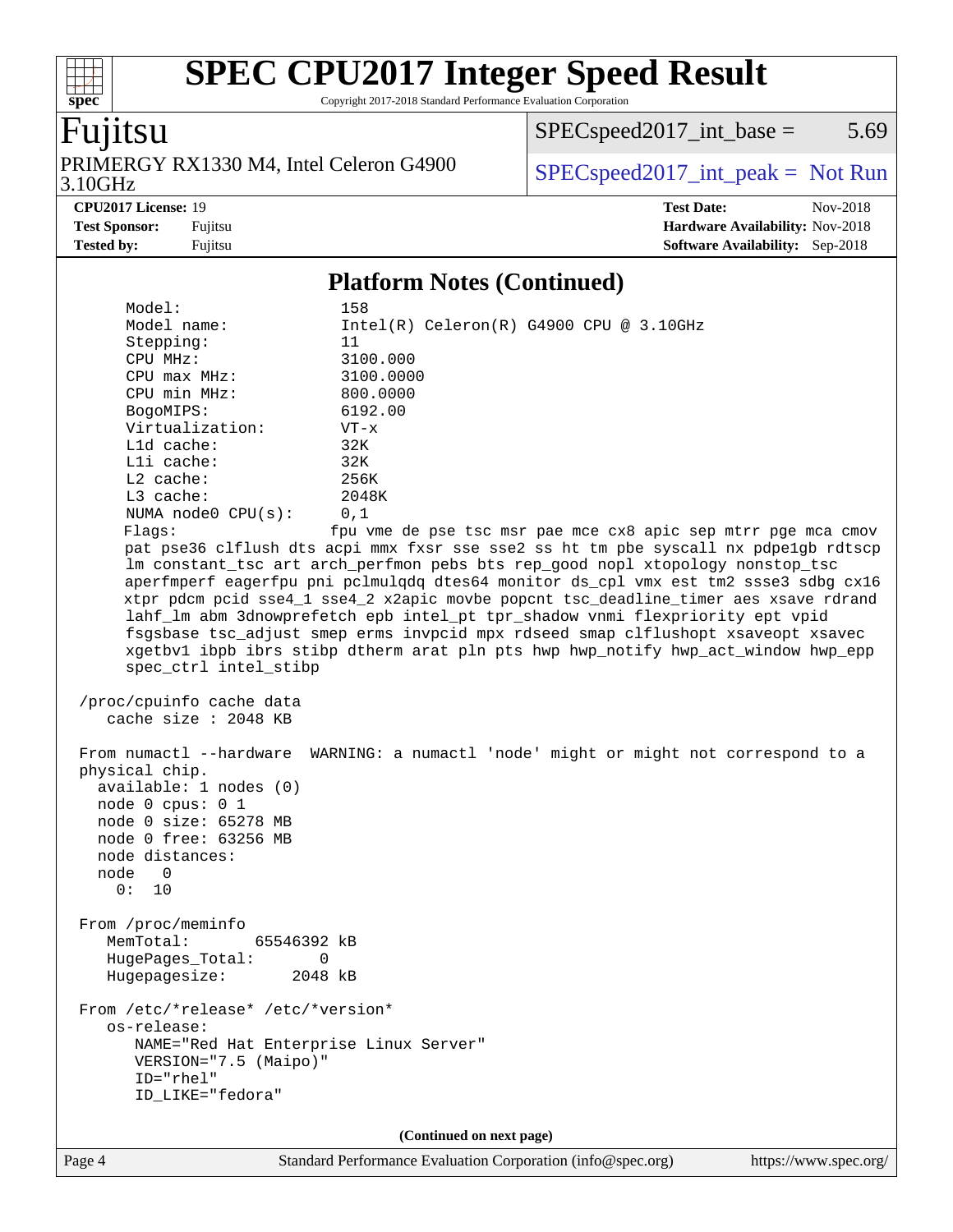# SPEC CPU2017 Integer Speed Result

Copyright 2017-2018 Standard Performance Evaluation Corporation

## Fujitsu

PRIMERGY RX1330 M4, Intel Celeron G4900 3.10GHz

SPECspeed2017_int_base = 5.69

SPECspeed2017_int_peak = Not Run

**CPU2017 License:** 19
**Test Sponsor:** Fujitsu
**Tested by:** Fujitsu

**Test Date:** Nov-2018
**Hardware Availability:** Nov-2018
**Software Availability:** Sep-2018

### Platform Notes (Continued)

```
      Model:                 158
      Model name:            Intel(R) Celeron(R) G4900 CPU @ 3.10GHz
      Stepping:              11
      CPU MHz:               3100.000
      CPU max MHz:           3100.0000
      CPU min MHz:           800.0000
      BogoMIPS:              6192.00
      Virtualization:        VT-x
      L1d cache:             32K
      L1i cache:             32K
      L2 cache:              256K
      L3 cache:              2048K
      NUMA node0 CPU(s):     0,1
      Flags:                  fpu vme de pse tsc msr pae mce cx8 apic sep mtrr pge mca cmov
      pat pse36 clflush dts acpi mmx fxsr sse sse2 ss ht tm pbe syscall nx pdpe1gb rdtscp
      lm constant_tsc art arch_perfmon pebs bts rep_good nopl xtopology nonstop_tsc
      aperfmperf eagerfpu pni pclmulqdq dtes64 monitor ds_cpl vmx est tm2 ssse3 sdbg cx16
      xtpr pdcm pcid sse4_1 sse4_2 x2apic movbe popcnt tsc_deadline_timer aes xsave rdrand
      lahf_lm abm 3dnowprefetch epb intel_pt tpr_shadow vnmi flexpriority ept vpid
      fsgsbase tsc_adjust smep erms invpcid mpx rdseed smap clflushopt xsaveopt xsavec
      xgetbv1 ibpb ibrs stibp dtherm arat pln pts hwp hwp_notify hwp_act_window hwp_epp
      spec_ctrl intel_stibp

 /proc/cpuinfo cache data
    cache size : 2048 KB

 From numactl --hardware  WARNING: a numactl 'node' might or might not correspond to a
 physical chip.
   available: 1 nodes (0)
   node 0 cpus: 0 1
   node 0 size: 65278 MB
   node 0 free: 63256 MB
   node distances:
   node   0
     0:  10

 From /proc/meminfo
    MemTotal:       65546392 kB
    HugePages_Total:       0
    Hugepagesize:       2048 kB

 From /etc/*release* /etc/*version*
    os-release:
       NAME="Red Hat Enterprise Linux Server"
       VERSION="7.5 (Maipo)"
       ID="rhel"
       ID_LIKE="fedora"
```

**(Continued on next page)**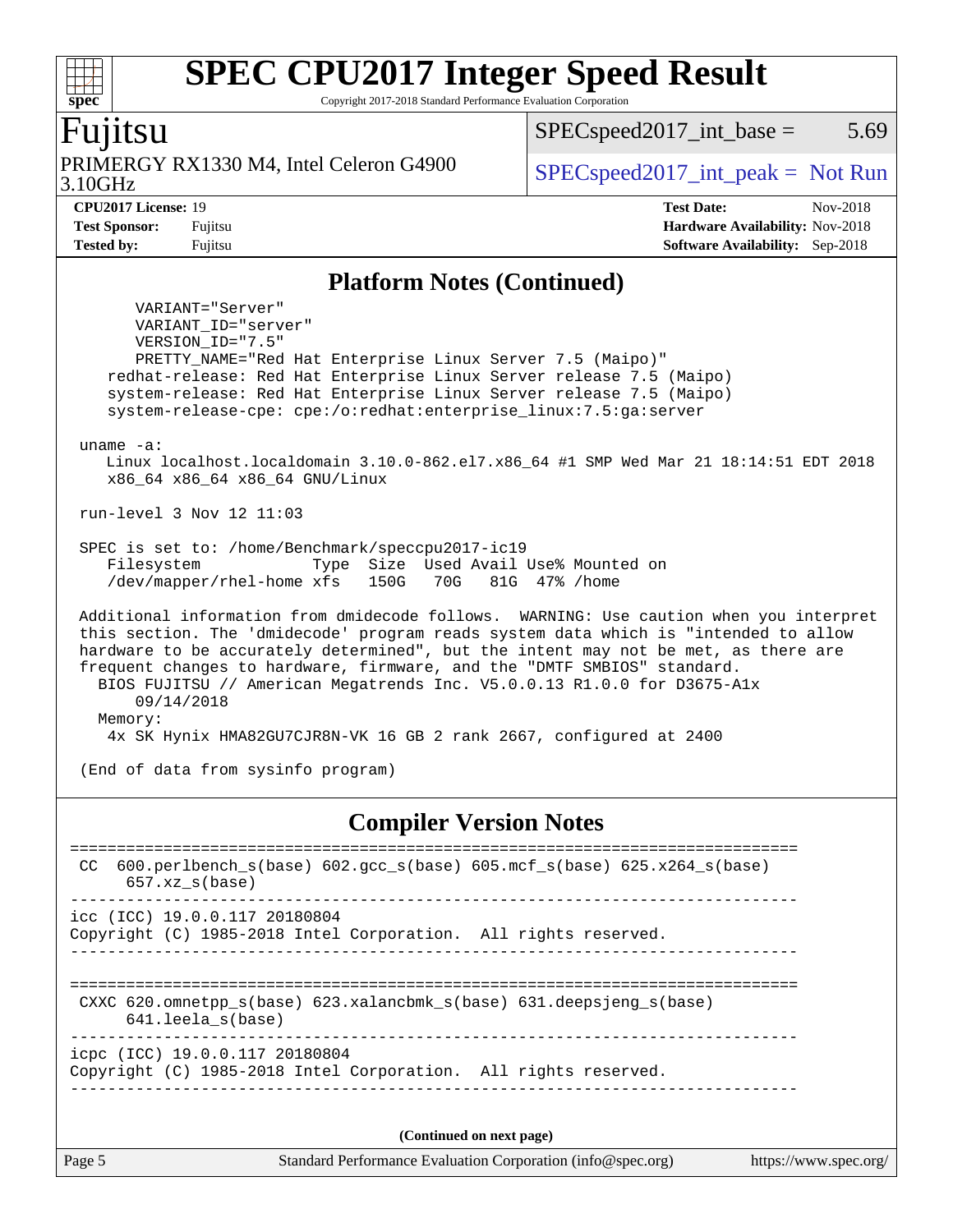## Platform Notes (Continued)

```
      VARIANT="Server"
      VARIANT_ID="server"
      VERSION_ID="7.5"
      PRETTY_NAME="Red Hat Enterprise Linux Server 7.5 (Maipo)"
   redhat-release: Red Hat Enterprise Linux Server release 7.5 (Maipo)
   system-release: Red Hat Enterprise Linux Server release 7.5 (Maipo)
   system-release-cpe: cpe:/o:redhat:enterprise_linux:7.5:ga:server

 uname -a:
   Linux localhost.localdomain 3.10.0-862.el7.x86_64 #1 SMP Wed Mar 21 18:14:51 EDT 2018
   x86_64 x86_64 x86_64 GNU/Linux

 run-level 3 Nov 12 11:03

 SPEC is set to: /home/Benchmark/speccpu2017-ic19
   Filesystem             Type  Size  Used Avail Use% Mounted on
   /dev/mapper/rhel-home xfs   150G   70G   81G  47% /home

 Additional information from dmidecode follows.  WARNING: Use caution when you interpret
 this section. The 'dmidecode' program reads system data which is "intended to allow
 hardware to be accurately determined", but the intent may not be met, as there are
 frequent changes to hardware, firmware, and the "DMTF SMBIOS" standard.
   BIOS FUJITSU // American Megatrends Inc. V5.0.0.13 R1.0.0 for D3675-A1x
      09/14/2018
   Memory:
    4x SK Hynix HMA82GU7CJR8N-VK 16 GB 2 rank 2667, configured at 2400

 (End of data from sysinfo program)
```

## Compiler Version Notes

```
==============================================================================
 CC  600.perlbench_s(base) 602.gcc_s(base) 605.mcf_s(base) 625.x264_s(base)
      657.xz_s(base)
------------------------------------------------------------------------------
icc (ICC) 19.0.0.117 20180804
Copyright (C) 1985-2018 Intel Corporation.  All rights reserved.
------------------------------------------------------------------------------

==============================================================================
 CXXC 620.omnetpp_s(base) 623.xalancbmk_s(base) 631.deepsjeng_s(base)
      641.leela_s(base)
------------------------------------------------------------------------------
icpc (ICC) 19.0.0.117 20180804
Copyright (C) 1985-2018 Intel Corporation.  All rights reserved.
------------------------------------------------------------------------------
```

**(Continued on next page)**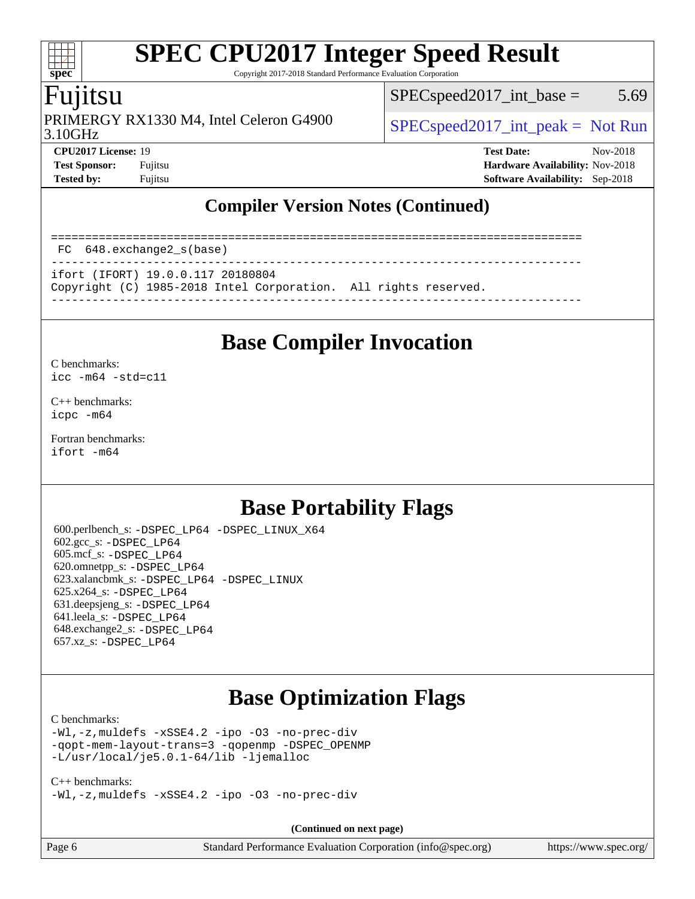## Compiler Version Notes (Continued)

```
==============================================================================
 FC  648.exchange2_s(base)
------------------------------------------------------------------------------
ifort (IFORT) 19.0.0.117 20180804
Copyright (C) 1985-2018 Intel Corporation.  All rights reserved.
------------------------------------------------------------------------------
```

## Base Compiler Invocation

C benchmarks:
icc -m64 -std=c11

C++ benchmarks:
icpc -m64

Fortran benchmarks:
ifort -m64

## Base Portability Flags

600.perlbench_s: -DSPEC_LP64 -DSPEC_LINUX_X64
602.gcc_s: -DSPEC_LP64
605.mcf_s: -DSPEC_LP64
620.omnetpp_s: -DSPEC_LP64
623.xalancbmk_s: -DSPEC_LP64 -DSPEC_LINUX
625.x264_s: -DSPEC_LP64
631.deepsjeng_s: -DSPEC_LP64
641.leela_s: -DSPEC_LP64
648.exchange2_s: -DSPEC_LP64
657.xz_s: -DSPEC_LP64

## Base Optimization Flags

C benchmarks:
-Wl,-z,muldefs -xSSE4.2 -ipo -O3 -no-prec-div
-qopt-mem-layout-trans=3 -qopenmp -DSPEC_OPENMP
-L/usr/local/je5.0.1-64/lib -ljemalloc

C++ benchmarks:
-Wl,-z,muldefs -xSSE4.2 -ipo -O3 -no-prec-div

(Continued on next page)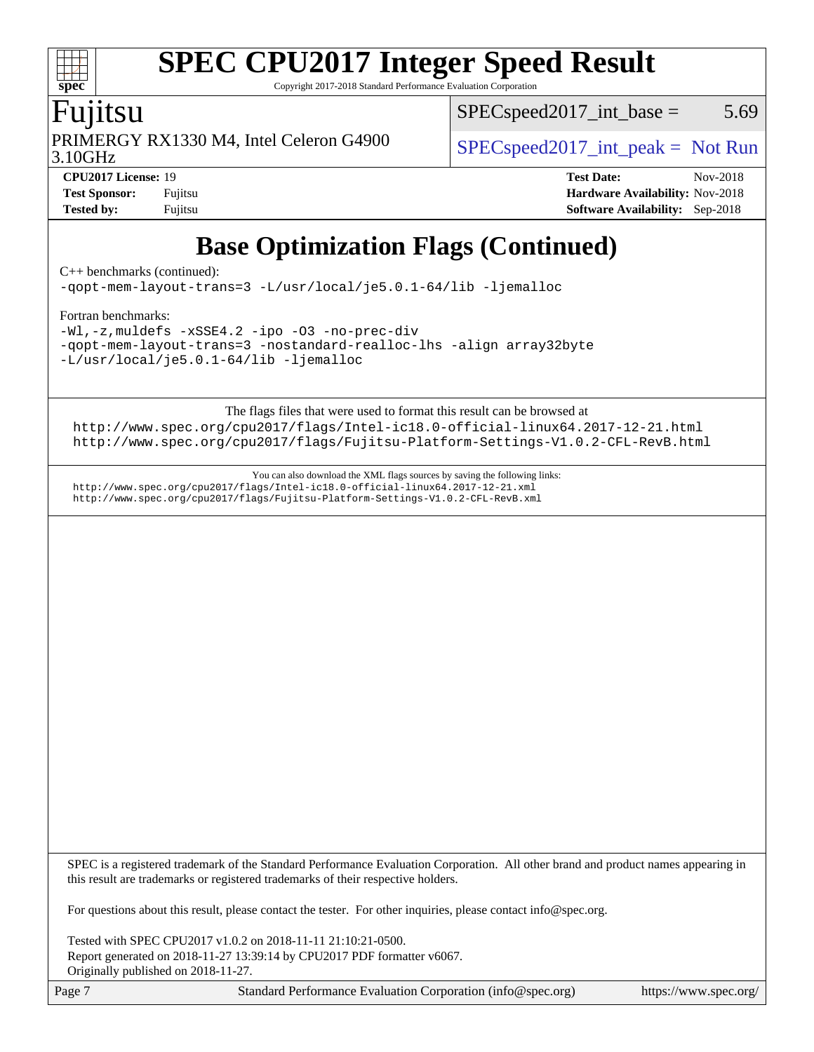# Base Optimization Flags (Continued)

C++ benchmarks (continued):

```
-qopt-mem-layout-trans=3 -L/usr/local/je5.0.1-64/lib -ljemalloc
```

Fortran benchmarks:

```
-Wl,-z,muldefs -xSSE4.2 -ipo -O3 -no-prec-div
-qopt-mem-layout-trans=3 -nostandard-realloc-lhs -align array32byte
-L/usr/local/je5.0.1-64/lib -ljemalloc
```

The flags files that were used to format this result can be browsed at

http://www.spec.org/cpu2017/flags/Intel-ic18.0-official-linux64.2017-12-21.html
http://www.spec.org/cpu2017/flags/Fujitsu-Platform-Settings-V1.0.2-CFL-RevB.html

You can also download the XML flags sources by saving the following links:

http://www.spec.org/cpu2017/flags/Intel-ic18.0-official-linux64.2017-12-21.xml
http://www.spec.org/cpu2017/flags/Fujitsu-Platform-Settings-V1.0.2-CFL-RevB.xml

SPEC is a registered trademark of the Standard Performance Evaluation Corporation. All other brand and product names appearing in this result are trademarks or registered trademarks of their respective holders.

For questions about this result, please contact the tester. For other inquiries, please contact info@spec.org.

Tested with SPEC CPU2017 v1.0.2 on 2018-11-11 21:10:21-0500.
Report generated on 2018-11-27 13:39:14 by CPU2017 PDF formatter v6067.
Originally published on 2018-11-27.